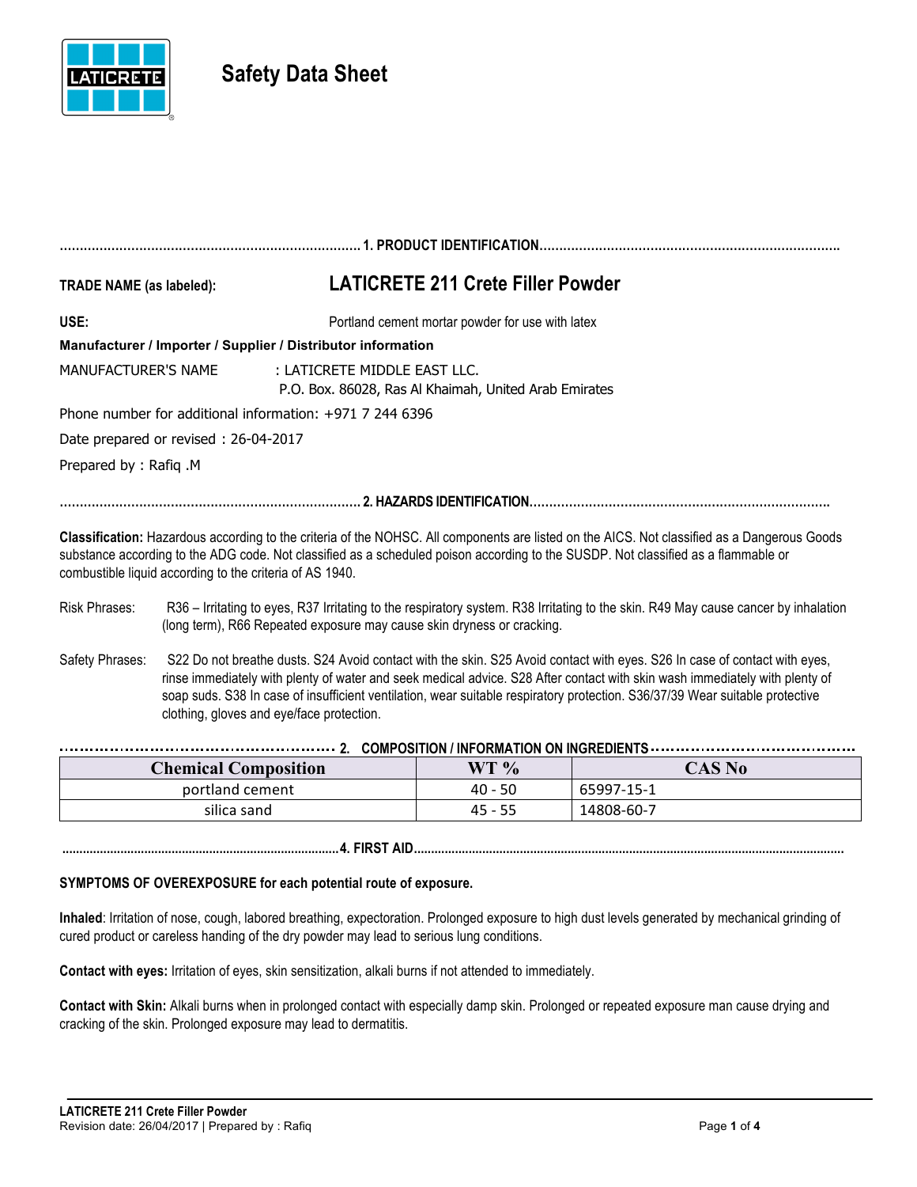# Safety Data Sheet

## 1. PRODUCT IDENTIFICATION

**TRADE NAME (as labeled):** **LATICRETE 211 Crete Filler Powder**

**USE:** Portland cement mortar powder for use with latex

**Manufacturer / Importer / Supplier / Distributor information**

MANUFACTURER'S NAME : LATICRETE MIDDLE EAST LLC.
P.O. Box. 86028, Ras Al Khaimah, United Arab Emirates

Phone number for additional information: +971 7 244 6396

Date prepared or revised : 26-04-2017

Prepared by : Rafiq .M

## 2. HAZARDS IDENTIFICATION

**Classification:** Hazardous according to the criteria of the NOHSC. All components are listed on the AICS. Not classified as a Dangerous Goods substance according to the ADG code. Not classified as a scheduled poison according to the SUSDP. Not classified as a flammable or combustible liquid according to the criteria of AS 1940.

Risk Phrases: R36 – Irritating to eyes, R37 Irritating to the respiratory system. R38 Irritating to the skin. R49 May cause cancer by inhalation (long term), R66 Repeated exposure may cause skin dryness or cracking.

Safety Phrases: S22 Do not breathe dusts. S24 Avoid contact with the skin. S25 Avoid contact with eyes. S26 In case of contact with eyes, rinse immediately with plenty of water and seek medical advice. S28 After contact with skin wash immediately with plenty of soap suds. S38 In case of insufficient ventilation, wear suitable respiratory protection. S36/37/39 Wear suitable protective clothing, gloves and eye/face protection.

## 2. COMPOSITION / INFORMATION ON INGREDIENTS

| Chemical Composition | WT % | CAS No |
|---|---|---|
| portland cement | 40 - 50 | 65997-15-1 |
| silica sand | 45 - 55 | 14808-60-7 |

## 4. FIRST AID

**SYMPTOMS OF OVEREXPOSURE for each potential route of exposure.**

**Inhaled**: Irritation of nose, cough, labored breathing, expectoration. Prolonged exposure to high dust levels generated by mechanical grinding of cured product or careless handing of the dry powder may lead to serious lung conditions.

**Contact with eyes:** Irritation of eyes, skin sensitization, alkali burns if not attended to immediately.

**Contact with Skin:** Alkali burns when in prolonged contact with especially damp skin. Prolonged or repeated exposure man cause drying and cracking of the skin. Prolonged exposure may lead to dermatitis.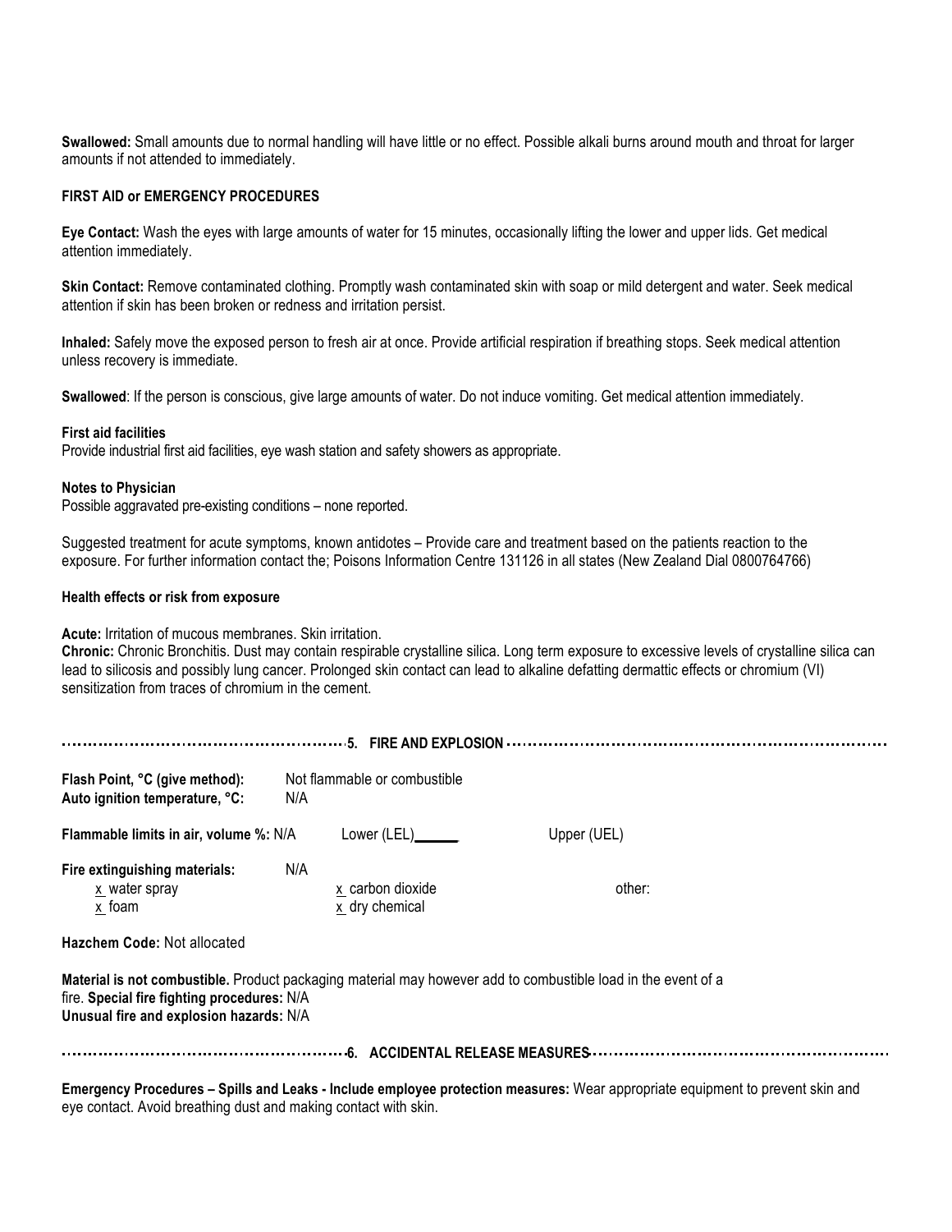**Swallowed:** Small amounts due to normal handling will have little or no effect. Possible alkali burns around mouth and throat for larger amounts if not attended to immediately.

**FIRST AID or EMERGENCY PROCEDURES**

**Eye Contact:** Wash the eyes with large amounts of water for 15 minutes, occasionally lifting the lower and upper lids. Get medical attention immediately.

**Skin Contact:** Remove contaminated clothing. Promptly wash contaminated skin with soap or mild detergent and water. Seek medical attention if skin has been broken or redness and irritation persist.

**Inhaled:** Safely move the exposed person to fresh air at once. Provide artificial respiration if breathing stops. Seek medical attention unless recovery is immediate.

**Swallowed**: If the person is conscious, give large amounts of water. Do not induce vomiting. Get medical attention immediately.

**First aid facilities**
Provide industrial first aid facilities, eye wash station and safety showers as appropriate.

**Notes to Physician**
Possible aggravated pre-existing conditions – none reported.

Suggested treatment for acute symptoms, known antidotes – Provide care and treatment based on the patients reaction to the exposure. For further information contact the; Poisons Information Centre 131126 in all states (New Zealand Dial 0800764766)

**Health effects or risk from exposure**

**Acute:** Irritation of mucous membranes. Skin irritation.
**Chronic:** Chronic Bronchitis. Dust may contain respirable crystalline silica. Long term exposure to excessive levels of crystalline silica can lead to silicosis and possibly lung cancer. Prolonged skin contact can lead to alkaline defatting dermattic effects or chromium (VI) sensitization from traces of chromium in the cement.

## 5. FIRE AND EXPLOSION

**Flash Point, °C (give method):** Not flammable or combustible
**Auto ignition temperature, °C:** N/A

**Flammable limits in air, volume %:** N/A Lower (LEL)______ Upper (UEL)

**Fire extinguishing materials:** N/A

- x water spray
- x foam
- x carbon dioxide
- x dry chemical
- other:

**Hazchem Code:** Not allocated

**Material is not combustible.** Product packaging material may however add to combustible load in the event of a fire. **Special fire fighting procedures:** N/A
**Unusual fire and explosion hazards:** N/A

## 6. ACCIDENTAL RELEASE MEASURES

**Emergency Procedures – Spills and Leaks - Include employee protection measures:** Wear appropriate equipment to prevent skin and eye contact. Avoid breathing dust and making contact with skin.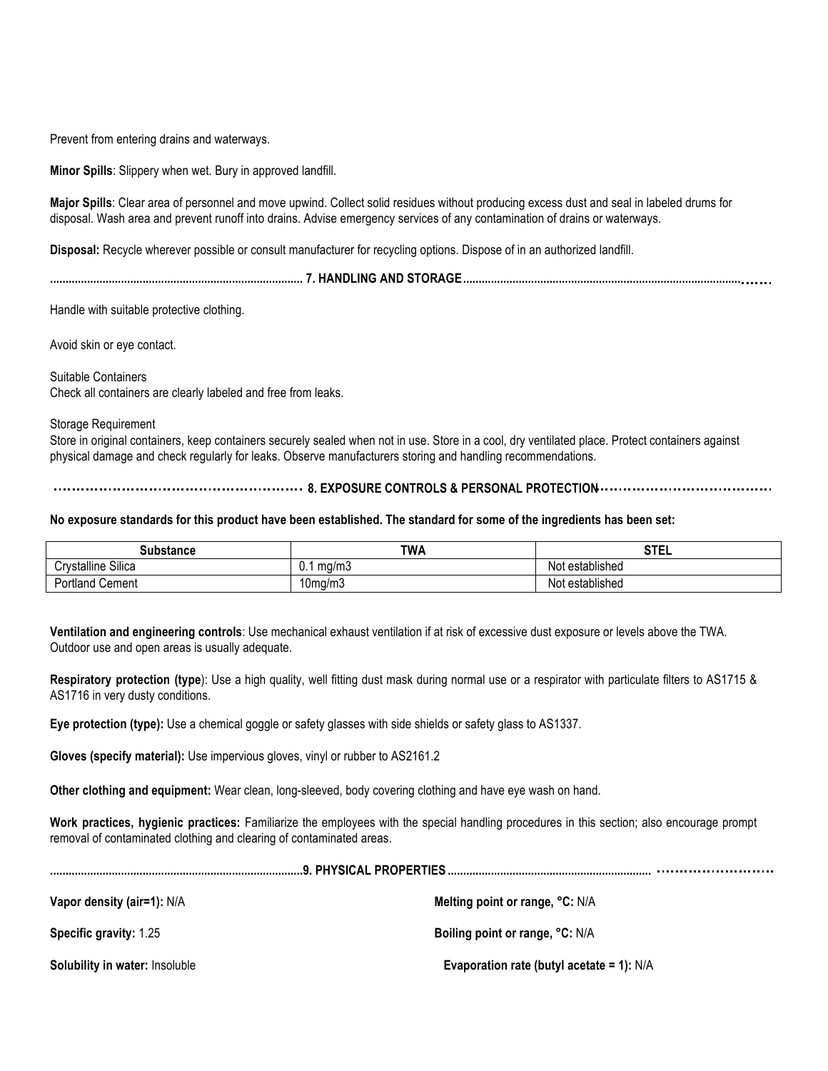Prevent from entering drains and waterways.

**Minor Spills**: Slippery when wet. Bury in approved landfill.

**Major Spills**: Clear area of personnel and move upwind. Collect solid residues without producing excess dust and seal in labeled drums for disposal. Wash area and prevent runoff into drains. Advise emergency services of any contamination of drains or waterways.

**Disposal:** Recycle wherever possible or consult manufacturer for recycling options. Dispose of in an authorized landfill.

## 7. HANDLING AND STORAGE

Handle with suitable protective clothing.

Avoid skin or eye contact.

Suitable Containers
Check all containers are clearly labeled and free from leaks.

Storage Requirement
Store in original containers, keep containers securely sealed when not in use. Store in a cool, dry ventilated place. Protect containers against physical damage and check regularly for leaks. Observe manufacturers storing and handling recommendations.

## 8. EXPOSURE CONTROLS & PERSONAL PROTECTION

**No exposure standards for this product have been established. The standard for some of the ingredients has been set:**

| Substance | TWA | STEL |
|---|---|---|
| Crystalline Silica | 0.1 mg/m3 | Not established |
| Portland Cement | 10mg/m3 | Not established |

**Ventilation and engineering controls**: Use mechanical exhaust ventilation if at risk of excessive dust exposure or levels above the TWA. Outdoor use and open areas is usually adequate.

**Respiratory protection (type**): Use a high quality, well fitting dust mask during normal use or a respirator with particulate filters to AS1715 & AS1716 in very dusty conditions.

**Eye protection (type):** Use a chemical goggle or safety glasses with side shields or safety glass to AS1337.

**Gloves (specify material):** Use impervious gloves, vinyl or rubber to AS2161.2

**Other clothing and equipment:** Wear clean, long-sleeved, body covering clothing and have eye wash on hand.

**Work practices, hygienic practices:** Familiarize the employees with the special handling procedures in this section; also encourage prompt removal of contaminated clothing and clearing of contaminated areas.

## 9. PHYSICAL PROPERTIES

**Vapor density (air=1):** N/A

**Specific gravity:** 1.25

**Solubility in water:** Insoluble

**Melting point or range, °C:** N/A

**Boiling point or range, °C:** N/A

**Evaporation rate (butyl acetate = 1):** N/A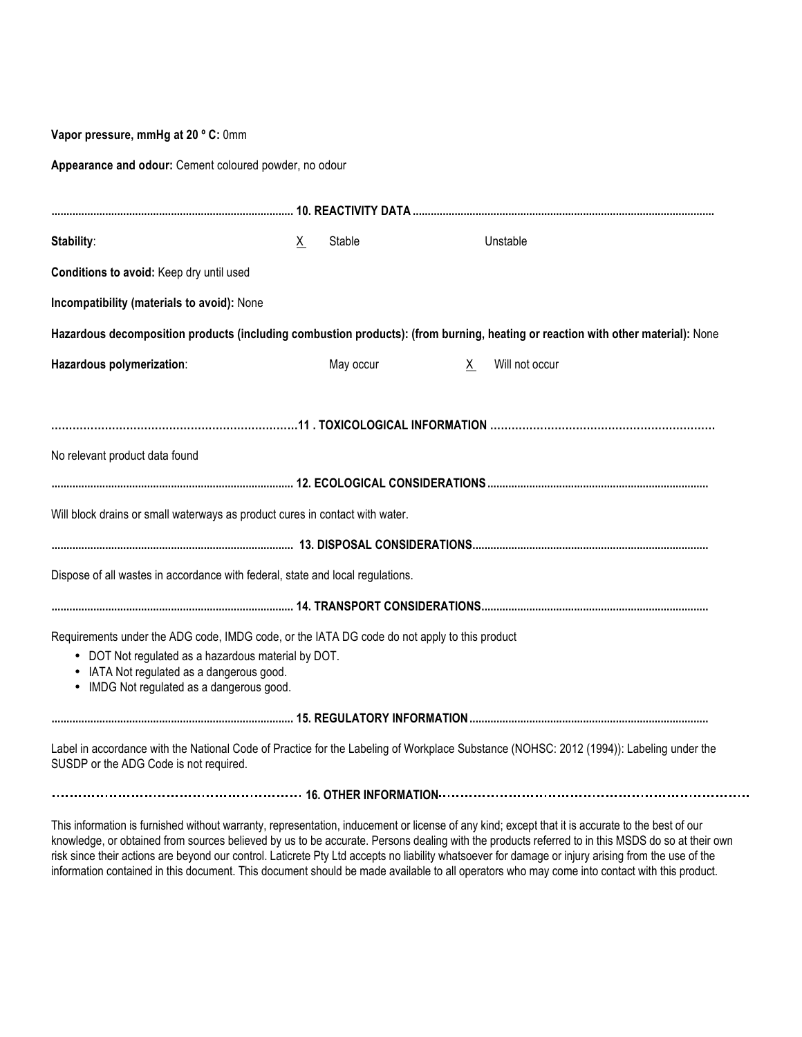**Vapor pressure, mmHg at 20 º C:** 0mm

**Appearance and odour:** Cement coloured powder, no odour

## 10. REACTIVITY DATA

**Stability**: X Stable Unstable

**Conditions to avoid:** Keep dry until used

**Incompatibility (materials to avoid):** None

**Hazardous decomposition products (including combustion products): (from burning, heating or reaction with other material):** None

**Hazardous polymerization**: May occur X Will not occur

## 11 . TOXICOLOGICAL INFORMATION

No relevant product data found

## 12. ECOLOGICAL CONSIDERATIONS

Will block drains or small waterways as product cures in contact with water.

## 13. DISPOSAL CONSIDERATIONS

Dispose of all wastes in accordance with federal, state and local regulations.

## 14. TRANSPORT CONSIDERATIONS

Requirements under the ADG code, IMDG code, or the IATA DG code do not apply to this product

- DOT Not regulated as a hazardous material by DOT.
- IATA Not regulated as a dangerous good.
- IMDG Not regulated as a dangerous good.

## 15. REGULATORY INFORMATION

Label in accordance with the National Code of Practice for the Labeling of Workplace Substance (NOHSC: 2012 (1994)): Labeling under the SUSDP or the ADG Code is not required.

## 16. OTHER INFORMATION

This information is furnished without warranty, representation, inducement or license of any kind; except that it is accurate to the best of our knowledge, or obtained from sources believed by us to be accurate. Persons dealing with the products referred to in this MSDS do so at their own risk since their actions are beyond our control. Laticrete Pty Ltd accepts no liability whatsoever for damage or injury arising from the use of the information contained in this document. This document should be made available to all operators who may come into contact with this product.